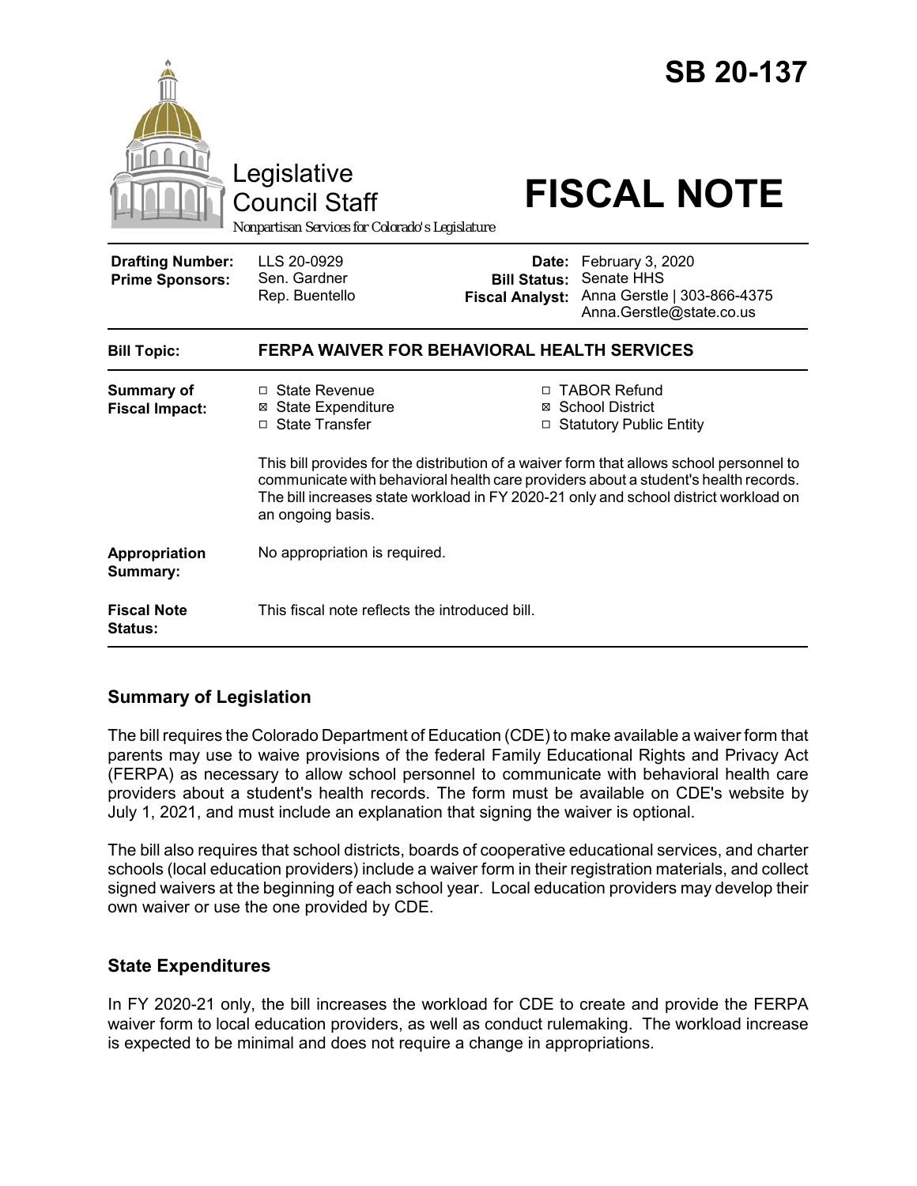# SB 20-137

Legislative Council Staff

*Nonpartisan Services for Colorado's Legislature*

# FISCAL NOTE

| | | | |
|---|---|---|---|
| **Drafting Number:** | LLS 20-0929 | **Date:** | February 3, 2020 |
| **Prime Sponsors:** | Sen. Gardner<br>Rep. Buentello | **Bill Status:** | Senate HHS |
| | | **Fiscal Analyst:** | Anna Gerstle \| 303-866-4375<br>Anna.Gerstle@state.co.us |

| | |
|---|---|
| **Bill Topic:** | **FERPA WAIVER FOR BEHAVIORAL HEALTH SERVICES** |
| **Summary of Fiscal Impact:** | ☐ State Revenue ☒ State Expenditure ☐ State Transfer ☐ TABOR Refund ☒ School District ☐ Statutory Public Entity<br><br>This bill provides for the distribution of a waiver form that allows school personnel to communicate with behavioral health care providers about a student's health records. The bill increases state workload in FY 2020-21 only and school district workload on an ongoing basis. |
| **Appropriation Summary:** | No appropriation is required. |
| **Fiscal Note Status:** | This fiscal note reflects the introduced bill. |

## Summary of Legislation

The bill requires the Colorado Department of Education (CDE) to make available a waiver form that parents may use to waive provisions of the federal Family Educational Rights and Privacy Act (FERPA) as necessary to allow school personnel to communicate with behavioral health care providers about a student's health records. The form must be available on CDE's website by July 1, 2021, and must include an explanation that signing the waiver is optional.

The bill also requires that school districts, boards of cooperative educational services, and charter schools (local education providers) include a waiver form in their registration materials, and collect signed waivers at the beginning of each school year. Local education providers may develop their own waiver or use the one provided by CDE.

## State Expenditures

In FY 2020-21 only, the bill increases the workload for CDE to create and provide the FERPA waiver form to local education providers, as well as conduct rulemaking. The workload increase is expected to be minimal and does not require a change in appropriations.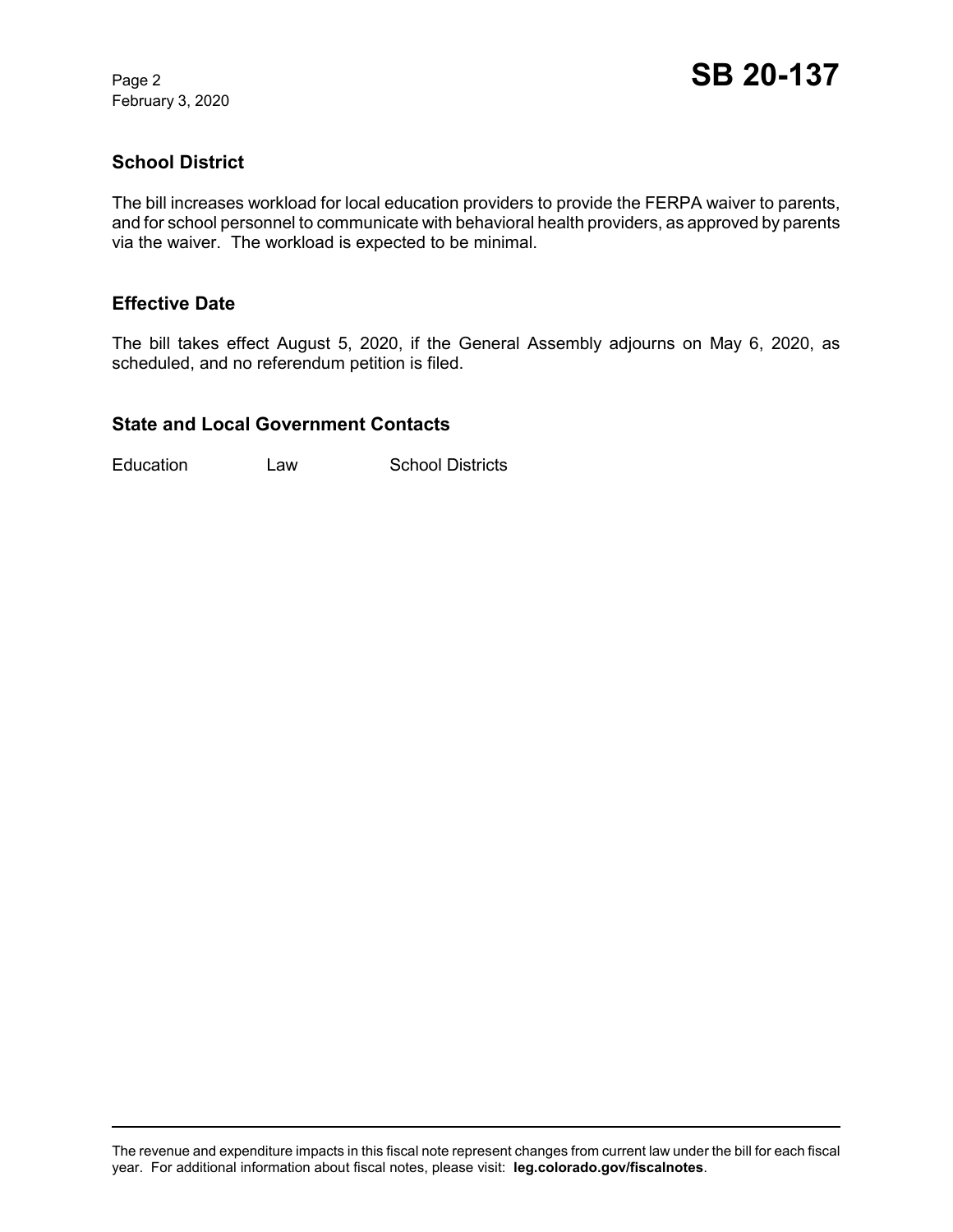## School District

The bill increases workload for local education providers to provide the FERPA waiver to parents, and for school personnel to communicate with behavioral health providers, as approved by parents via the waiver. The workload is expected to be minimal.

## Effective Date

The bill takes effect August 5, 2020, if the General Assembly adjourns on May 6, 2020, as scheduled, and no referendum petition is filed.

## State and Local Government Contacts

Education Law School Districts

The revenue and expenditure impacts in this fiscal note represent changes from current law under the bill for each fiscal year. For additional information about fiscal notes, please visit: **leg.colorado.gov/fiscalnotes**.